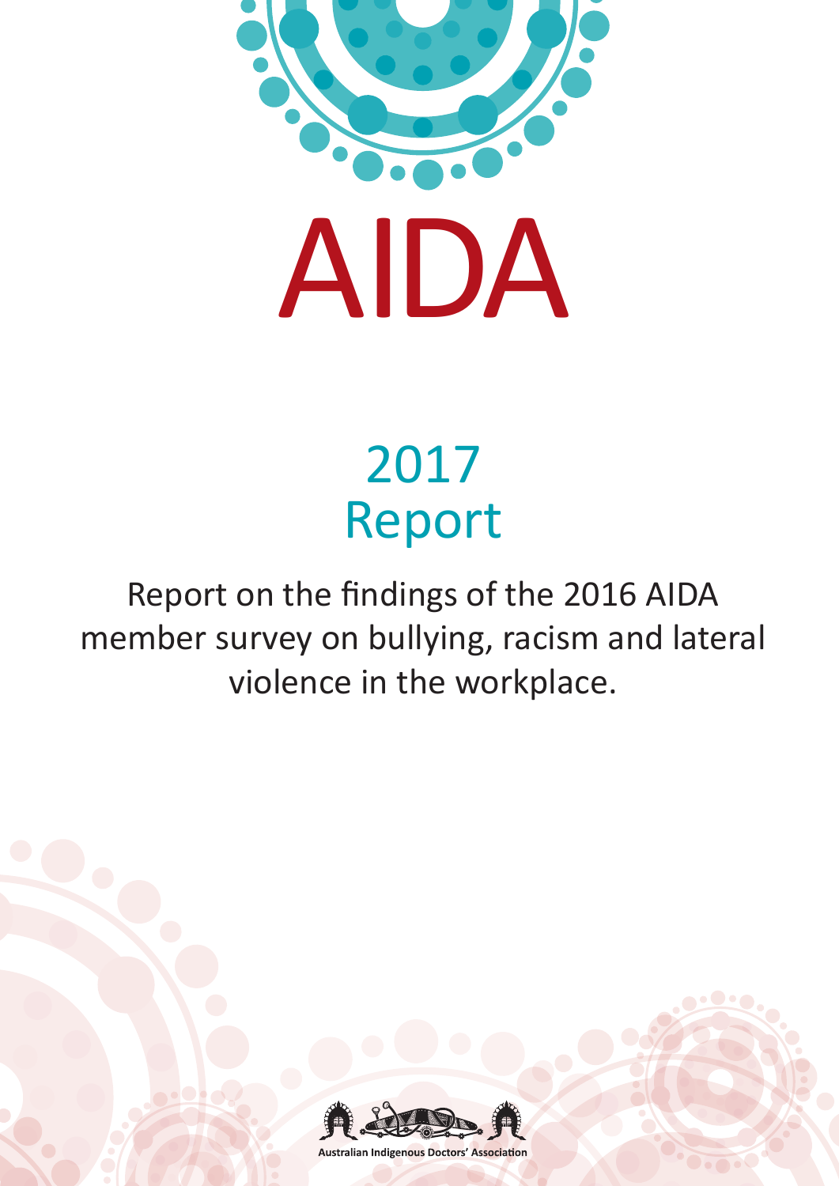# AIDA

## 2017 Report

Report on the findings of the 2016 AIDA member survey on bullying, racism and lateral violence in the workplace.

Australian Indigenous Doctors' Association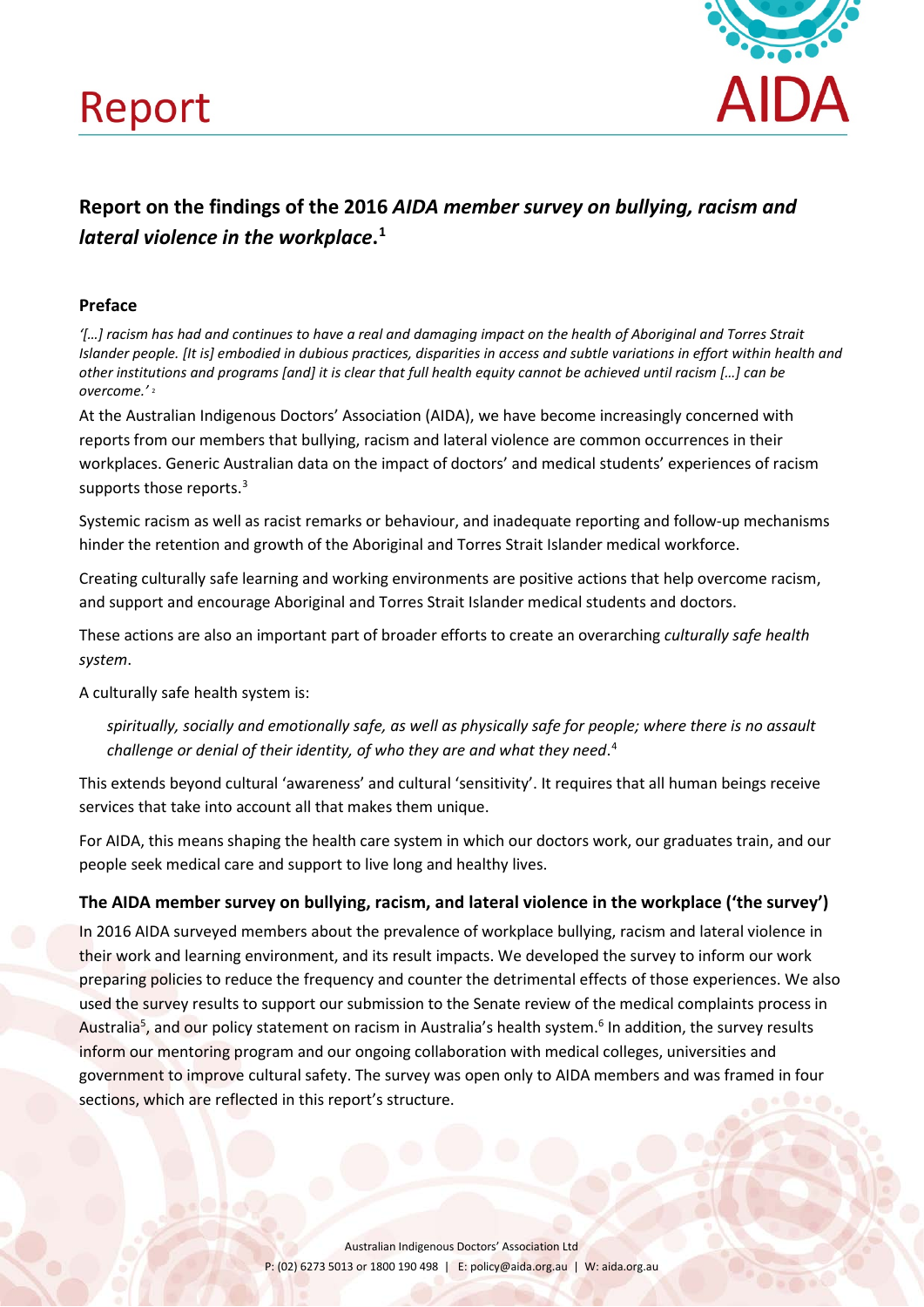# Report

## Report on the findings of the 2016 *AIDA member survey on bullying, racism and lateral violence in the workplace*.[1]

### Preface

*'[…] racism has had and continues to have a real and damaging impact on the health of Aboriginal and Torres Strait Islander people. [It is] embodied in dubious practices, disparities in access and subtle variations in effort within health and other institutions and programs [and] it is clear that full health equity cannot be achieved until racism […] can be overcome.'* [2]

At the Australian Indigenous Doctors' Association (AIDA), we have become increasingly concerned with reports from our members that bullying, racism and lateral violence are common occurrences in their workplaces. Generic Australian data on the impact of doctors' and medical students' experiences of racism supports those reports.[3]

Systemic racism as well as racist remarks or behaviour, and inadequate reporting and follow-up mechanisms hinder the retention and growth of the Aboriginal and Torres Strait Islander medical workforce.

Creating culturally safe learning and working environments are positive actions that help overcome racism, and support and encourage Aboriginal and Torres Strait Islander medical students and doctors.

These actions are also an important part of broader efforts to create an overarching *culturally safe health system*.

A culturally safe health system is:

> *spiritually, socially and emotionally safe, as well as physically safe for people; where there is no assault challenge or denial of their identity, of who they are and what they need*.[4]

This extends beyond cultural 'awareness' and cultural 'sensitivity'. It requires that all human beings receive services that take into account all that makes them unique.

For AIDA, this means shaping the health care system in which our doctors work, our graduates train, and our people seek medical care and support to live long and healthy lives.

### The AIDA member survey on bullying, racism, and lateral violence in the workplace ('the survey')

In 2016 AIDA surveyed members about the prevalence of workplace bullying, racism and lateral violence in their work and learning environment, and its result impacts. We developed the survey to inform our work preparing policies to reduce the frequency and counter the detrimental effects of those experiences. We also used the survey results to support our submission to the Senate review of the medical complaints process in Australia[5], and our policy statement on racism in Australia's health system.[6] In addition, the survey results inform our mentoring program and our ongoing collaboration with medical colleges, universities and government to improve cultural safety. The survey was open only to AIDA members and was framed in four sections, which are reflected in this report's structure.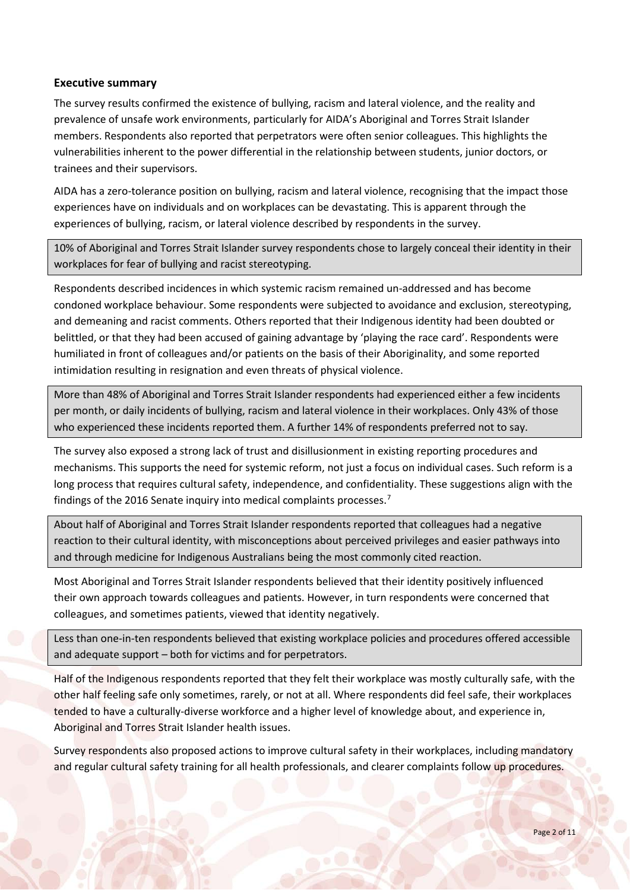## Executive summary

The survey results confirmed the existence of bullying, racism and lateral violence, and the reality and prevalence of unsafe work environments, particularly for AIDA's Aboriginal and Torres Strait Islander members. Respondents also reported that perpetrators were often senior colleagues. This highlights the vulnerabilities inherent to the power differential in the relationship between students, junior doctors, or trainees and their supervisors.

AIDA has a zero-tolerance position on bullying, racism and lateral violence, recognising that the impact those experiences have on individuals and on workplaces can be devastating. This is apparent through the experiences of bullying, racism, or lateral violence described by respondents in the survey.

> 10% of Aboriginal and Torres Strait Islander survey respondents chose to largely conceal their identity in their workplaces for fear of bullying and racist stereotyping.

Respondents described incidences in which systemic racism remained un-addressed and has become condoned workplace behaviour. Some respondents were subjected to avoidance and exclusion, stereotyping, and demeaning and racist comments. Others reported that their Indigenous identity had been doubted or belittled, or that they had been accused of gaining advantage by 'playing the race card'. Respondents were humiliated in front of colleagues and/or patients on the basis of their Aboriginality, and some reported intimidation resulting in resignation and even threats of physical violence.

> More than 48% of Aboriginal and Torres Strait Islander respondents had experienced either a few incidents per month, or daily incidents of bullying, racism and lateral violence in their workplaces. Only 43% of those who experienced these incidents reported them. A further 14% of respondents preferred not to say.

The survey also exposed a strong lack of trust and disillusionment in existing reporting procedures and mechanisms. This supports the need for systemic reform, not just a focus on individual cases. Such reform is a long process that requires cultural safety, independence, and confidentiality. These suggestions align with the findings of the 2016 Senate inquiry into medical complaints processes.[7]

> About half of Aboriginal and Torres Strait Islander respondents reported that colleagues had a negative reaction to their cultural identity, with misconceptions about perceived privileges and easier pathways into and through medicine for Indigenous Australians being the most commonly cited reaction.

Most Aboriginal and Torres Strait Islander respondents believed that their identity positively influenced their own approach towards colleagues and patients. However, in turn respondents were concerned that colleagues, and sometimes patients, viewed that identity negatively.

> Less than one-in-ten respondents believed that existing workplace policies and procedures offered accessible and adequate support – both for victims and for perpetrators.

Half of the Indigenous respondents reported that they felt their workplace was mostly culturally safe, with the other half feeling safe only sometimes, rarely, or not at all. Where respondents did feel safe, their workplaces tended to have a culturally-diverse workforce and a higher level of knowledge about, and experience in, Aboriginal and Torres Strait Islander health issues.

Survey respondents also proposed actions to improve cultural safety in their workplaces, including mandatory and regular cultural safety training for all health professionals, and clearer complaints follow up procedures.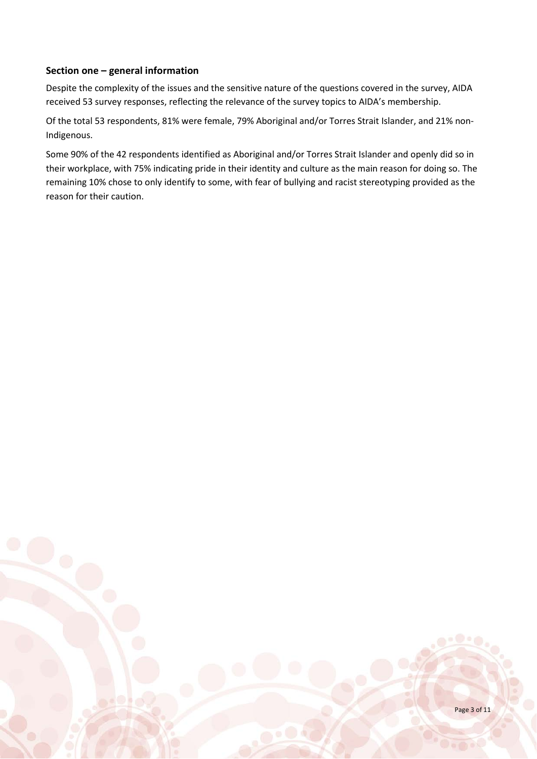## Section one – general information

Despite the complexity of the issues and the sensitive nature of the questions covered in the survey, AIDA received 53 survey responses, reflecting the relevance of the survey topics to AIDA's membership.

Of the total 53 respondents, 81% were female, 79% Aboriginal and/or Torres Strait Islander, and 21% non-Indigenous.

Some 90% of the 42 respondents identified as Aboriginal and/or Torres Strait Islander and openly did so in their workplace, with 75% indicating pride in their identity and culture as the main reason for doing so. The remaining 10% chose to only identify to some, with fear of bullying and racist stereotyping provided as the reason for their caution.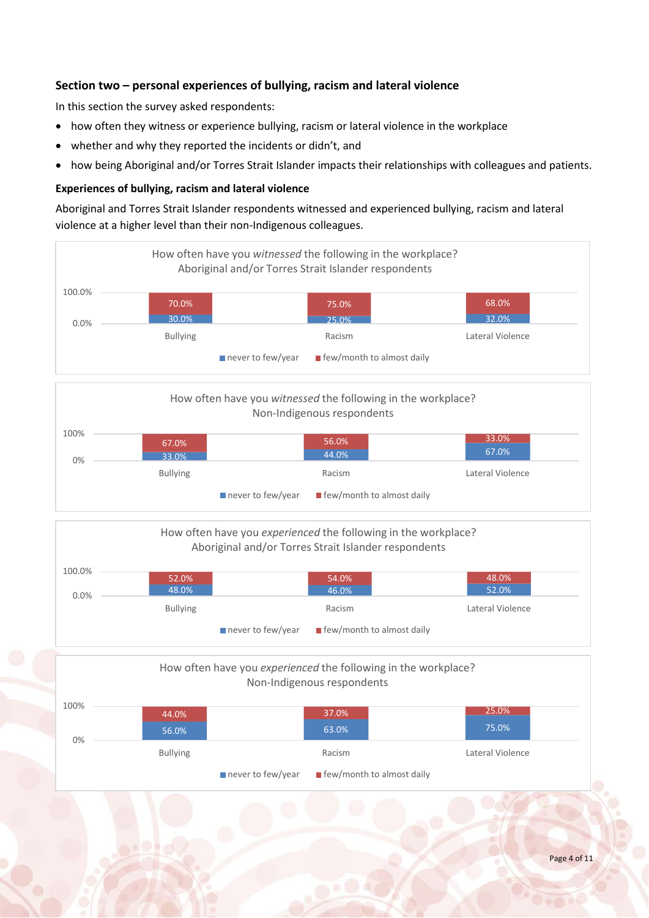### Section two – personal experiences of bullying, racism and lateral violence

In this section the survey asked respondents:

- how often they witness or experience bullying, racism or lateral violence in the workplace
- whether and why they reported the incidents or didn't, and
- how being Aboriginal and/or Torres Strait Islander impacts their relationships with colleagues and patients.

#### Experiences of bullying, racism and lateral violence

Aboriginal and Torres Strait Islander respondents witnessed and experienced bullying, racism and lateral violence at a higher level than their non-Indigenous colleagues.

How often have you *witnessed* the following in the workplace? Aboriginal and/or Torres Strait Islander respondents

| | never to few/year | few/month to almost daily |
|---|---|---|
| Bullying | 30.0% | 70.0% |
| Racism | 25.0% | 75.0% |
| Lateral Violence | 32.0% | 68.0% |

How often have you *witnessed* the following in the workplace? Non-Indigenous respondents

| | never to few/year | few/month to almost daily |
|---|---|---|
| Bullying | 33.0% | 67.0% |
| Racism | 44.0% | 56.0% |
| Lateral Violence | 67.0% | 33.0% |

How often have you *experienced* the following in the workplace? Aboriginal and/or Torres Strait Islander respondents

| | never to few/year | few/month to almost daily |
|---|---|---|
| Bullying | 48.0% | 52.0% |
| Racism | 46.0% | 54.0% |
| Lateral Violence | 52.0% | 48.0% |

How often have you *experienced* the following in the workplace? Non-Indigenous respondents

| | never to few/year | few/month to almost daily |
|---|---|---|
| Bullying | 56.0% | 44.0% |
| Racism | 63.0% | 37.0% |
| Lateral Violence | 75.0% | 25.0% |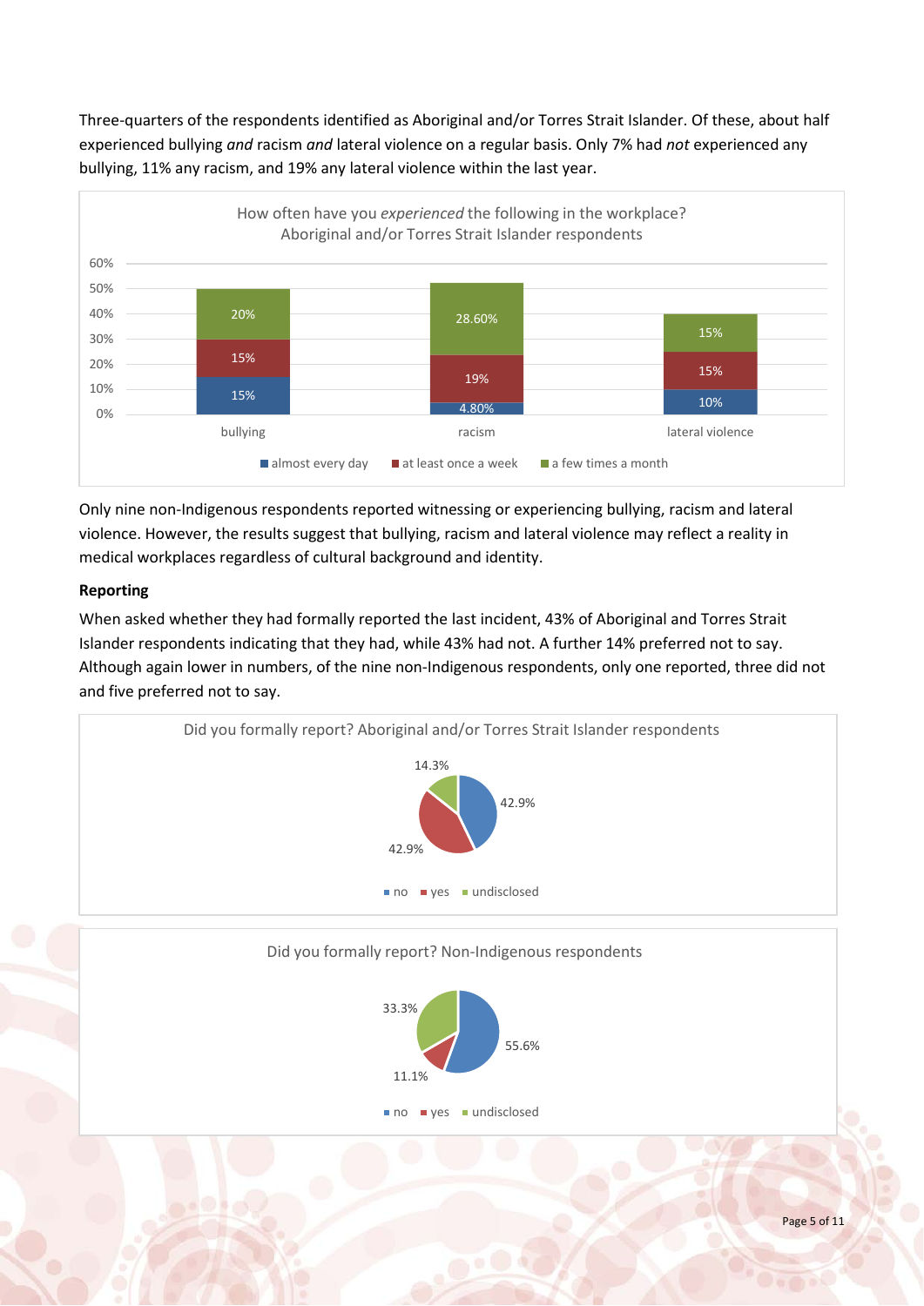Three-quarters of the respondents identified as Aboriginal and/or Torres Strait Islander. Of these, about half experienced bullying *and* racism *and* lateral violence on a regular basis. Only 7% had *not* experienced any bullying, 11% any racism, and 19% any lateral violence within the last year.

How often have you *experienced* the following in the workplace? Aboriginal and/or Torres Strait Islander respondents

| | almost every day | at least once a week | a few times a month |
|---|---|---|---|
| bullying | 15% | 15% | 20% |
| racism | 4.80% | 19% | 28.60% |
| lateral violence | 10% | 15% | 15% |

Only nine non-Indigenous respondents reported witnessing or experiencing bullying, racism and lateral violence. However, the results suggest that bullying, racism and lateral violence may reflect a reality in medical workplaces regardless of cultural background and identity.

**Reporting**

When asked whether they had formally reported the last incident, 43% of Aboriginal and Torres Strait Islander respondents indicating that they had, while 43% had not. A further 14% preferred not to say. Although again lower in numbers, of the nine non-Indigenous respondents, only one reported, three did not and five preferred not to say.

Did you formally report? Aboriginal and/or Torres Strait Islander respondents

| no | yes | undisclosed |
|---|---|---|
| 42.9% | 42.9% | 14.3% |

Did you formally report? Non-Indigenous respondents

| no | yes | undisclosed |
|---|---|---|
| 55.6% | 11.1% | 33.3% |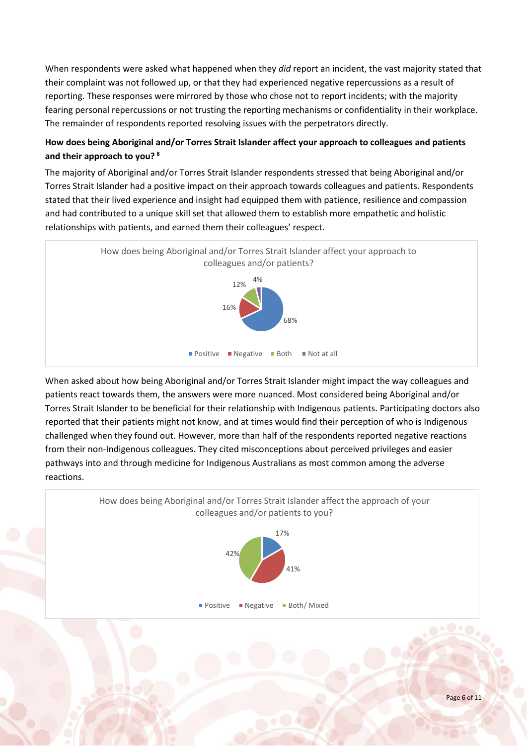When respondents were asked what happened when they *did* report an incident, the vast majority stated that their complaint was not followed up, or that they had experienced negative repercussions as a result of reporting. These responses were mirrored by those who chose not to report incidents; with the majority fearing personal repercussions or not trusting the reporting mechanisms or confidentiality in their workplace. The remainder of respondents reported resolving issues with the perpetrators directly.

**How does being Aboriginal and/or Torres Strait Islander affect your approach to colleagues and patients and their approach to you?** [8]

The majority of Aboriginal and/or Torres Strait Islander respondents stressed that being Aboriginal and/or Torres Strait Islander had a positive impact on their approach towards colleagues and patients. Respondents stated that their lived experience and insight had equipped them with patience, resilience and compassion and had contributed to a unique skill set that allowed them to establish more empathetic and holistic relationships with patients, and earned them their colleagues' respect.

How does being Aboriginal and/or Torres Strait Islander affect your approach to colleagues and/or patients?

| Response | Percentage |
|---|---|
| Positive | 68% |
| Negative | 16% |
| Both | 12% |
| Not at all | 4% |

When asked about how being Aboriginal and/or Torres Strait Islander might impact the way colleagues and patients react towards them, the answers were more nuanced. Most considered being Aboriginal and/or Torres Strait Islander to be beneficial for their relationship with Indigenous patients. Participating doctors also reported that their patients might not know, and at times would find their perception of who is Indigenous challenged when they found out. However, more than half of the respondents reported negative reactions from their non-Indigenous colleagues. They cited misconceptions about perceived privileges and easier pathways into and through medicine for Indigenous Australians as most common among the adverse reactions.

How does being Aboriginal and/or Torres Strait Islander affect the approach of your colleagues and/or patients to you?

| Response | Percentage |
|---|---|
| Positive | 17% |
| Negative | 41% |
| Both/ Mixed | 42% |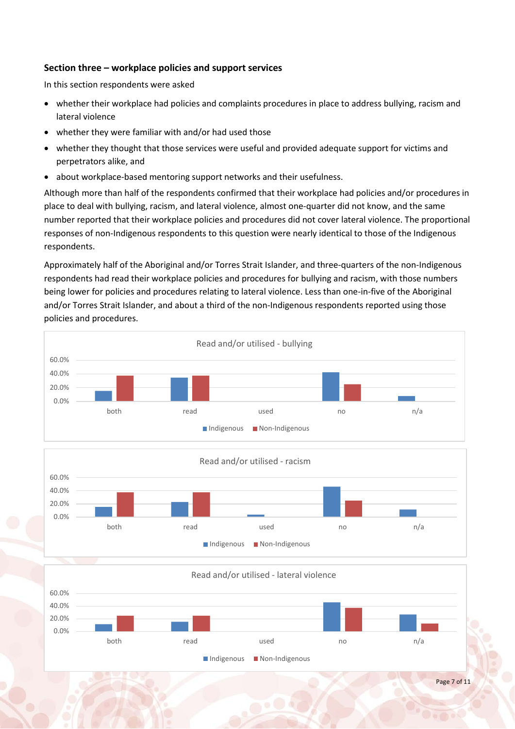### Section three – workplace policies and support services

In this section respondents were asked

- whether their workplace had policies and complaints procedures in place to address bullying, racism and lateral violence
- whether they were familiar with and/or had used those
- whether they thought that those services were useful and provided adequate support for victims and perpetrators alike, and
- about workplace-based mentoring support networks and their usefulness.

Although more than half of the respondents confirmed that their workplace had policies and/or procedures in place to deal with bullying, racism, and lateral violence, almost one-quarter did not know, and the same number reported that their workplace policies and procedures did not cover lateral violence. The proportional responses of non-Indigenous respondents to this question were nearly identical to those of the Indigenous respondents.

Approximately half of the Aboriginal and/or Torres Strait Islander, and three-quarters of the non-Indigenous respondents had read their workplace policies and procedures for bullying and racism, with those numbers being lower for policies and procedures relating to lateral violence. Less than one-in-five of the Aboriginal and/or Torres Strait Islander, and about a third of the non-Indigenous respondents reported using those policies and procedures.

Read and/or utilised - bullying

60.0%
40.0%
20.0%
0.0%

both read used no n/a

Indigenous Non-Indigenous

Read and/or utilised - racism

60.0%
40.0%
20.0%
0.0%

both read used no n/a

Indigenous Non-Indigenous

Read and/or utilised - lateral violence

60.0%
40.0%
20.0%
0.0%

both read used no n/a

Indigenous Non-Indigenous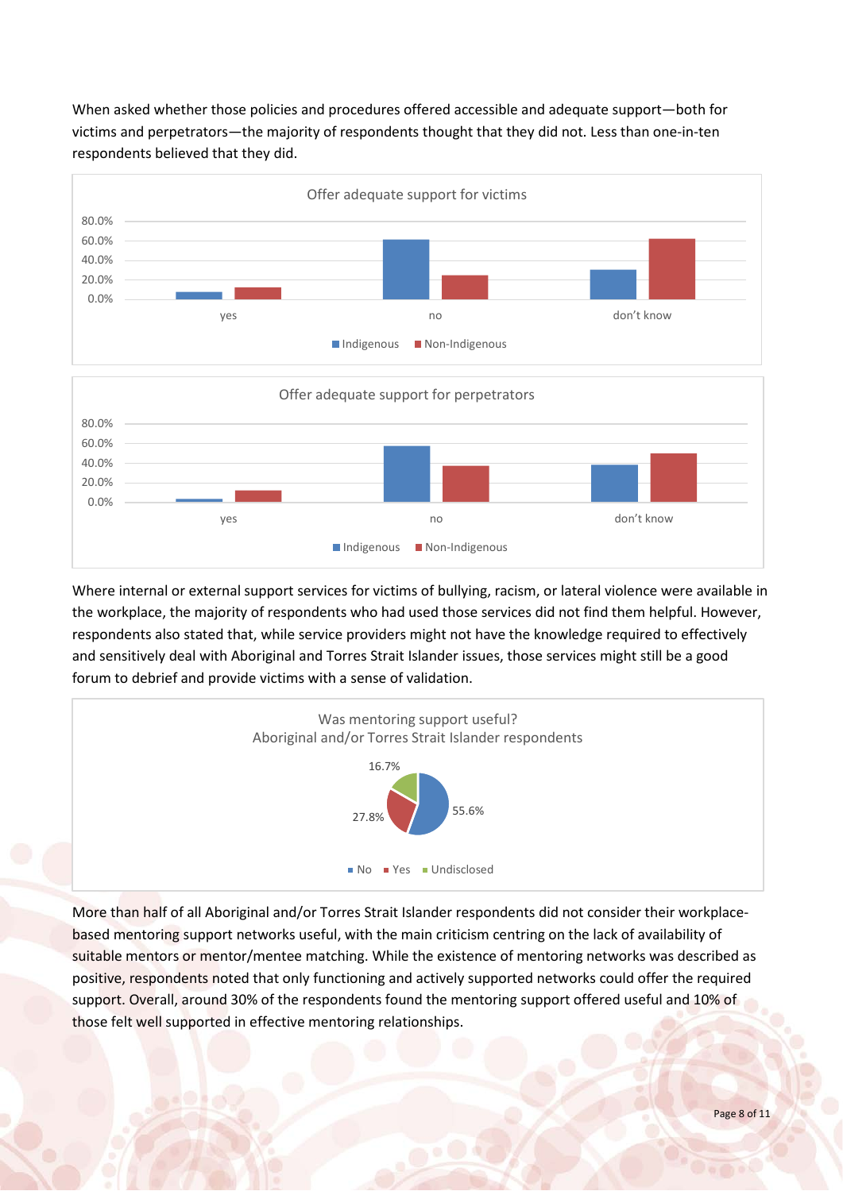When asked whether those policies and procedures offered accessible and adequate support—both for victims and perpetrators—the majority of respondents thought that they did not. Less than one-in-ten respondents believed that they did.

Offer adequate support for victims

Offer adequate support for perpetrators

Where internal or external support services for victims of bullying, racism, or lateral violence were available in the workplace, the majority of respondents who had used those services did not find them helpful. However, respondents also stated that, while service providers might not have the knowledge required to effectively and sensitively deal with Aboriginal and Torres Strait Islander issues, those services might still be a good forum to debrief and provide victims with a sense of validation.

Was mentoring support useful?
Aboriginal and/or Torres Strait Islander respondents

More than half of all Aboriginal and/or Torres Strait Islander respondents did not consider their workplace-based mentoring support networks useful, with the main criticism centring on the lack of availability of suitable mentors or mentor/mentee matching. While the existence of mentoring networks was described as positive, respondents noted that only functioning and actively supported networks could offer the required support. Overall, around 30% of the respondents found the mentoring support offered useful and 10% of those felt well supported in effective mentoring relationships.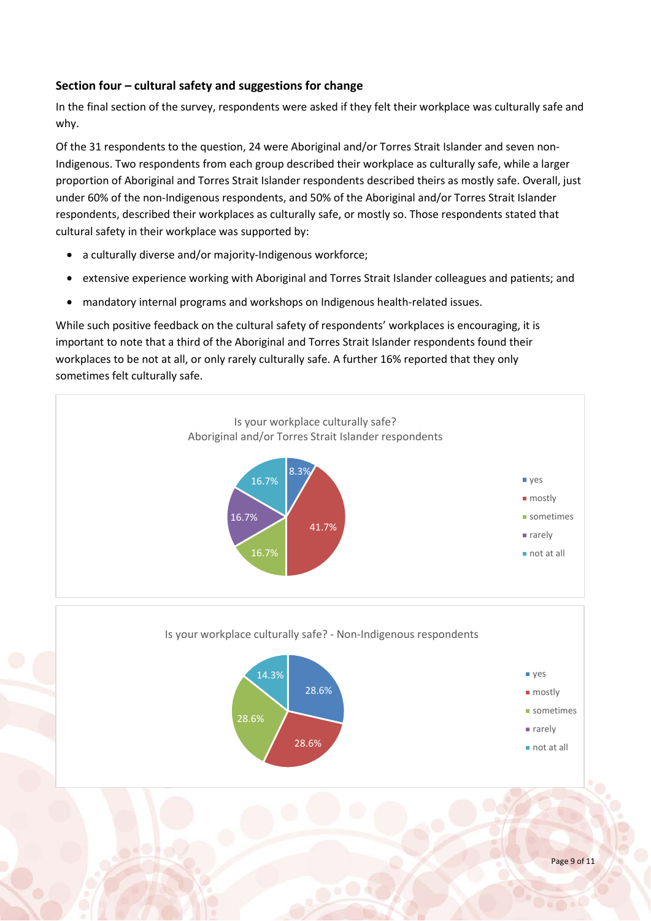### Section four – cultural safety and suggestions for change

In the final section of the survey, respondents were asked if they felt their workplace was culturally safe and why.

Of the 31 respondents to the question, 24 were Aboriginal and/or Torres Strait Islander and seven non-Indigenous. Two respondents from each group described their workplace as culturally safe, while a larger proportion of Aboriginal and Torres Strait Islander respondents described theirs as mostly safe. Overall, just under 60% of the non-Indigenous respondents, and 50% of the Aboriginal and/or Torres Strait Islander respondents, described their workplaces as culturally safe, or mostly so. Those respondents stated that cultural safety in their workplace was supported by:

- a culturally diverse and/or majority-Indigenous workforce;
- extensive experience working with Aboriginal and Torres Strait Islander colleagues and patients; and
- mandatory internal programs and workshops on Indigenous health-related issues.

While such positive feedback on the cultural safety of respondents' workplaces is encouraging, it is important to note that a third of the Aboriginal and Torres Strait Islander respondents found their workplaces to be not at all, or only rarely culturally safe. A further 16% reported that they only sometimes felt culturally safe.

**Is your workplace culturally safe? Aboriginal and/or Torres Strait Islander respondents**

| Response | Percentage |
| --- | --- |
| yes | 8.3% |
| mostly | 41.7% |
| sometimes | 16.7% |
| rarely | 16.7% |
| not at all | 16.7% |

**Is your workplace culturally safe? - Non-Indigenous respondents**

| Response | Percentage |
| --- | --- |
| yes | 28.6% |
| mostly | 28.6% |
| sometimes | 28.6% |
| rarely | |
| not at all | 14.3% |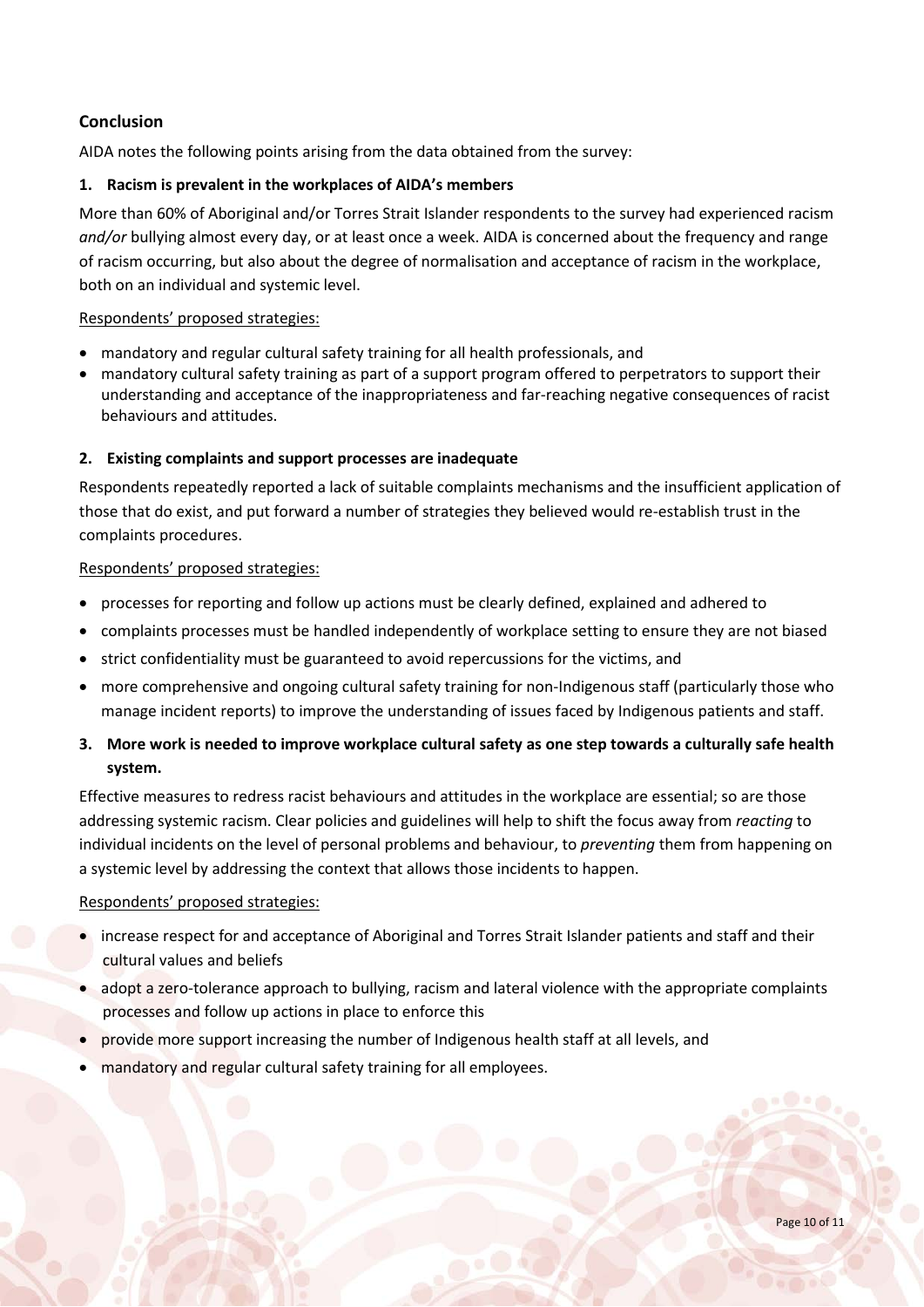## Conclusion

AIDA notes the following points arising from the data obtained from the survey:

### 1. Racism is prevalent in the workplaces of AIDA's members

More than 60% of Aboriginal and/or Torres Strait Islander respondents to the survey had experienced racism *and/or* bullying almost every day, or at least once a week. AIDA is concerned about the frequency and range of racism occurring, but also about the degree of normalisation and acceptance of racism in the workplace, both on an individual and systemic level.

Respondents' proposed strategies:

- mandatory and regular cultural safety training for all health professionals, and
- mandatory cultural safety training as part of a support program offered to perpetrators to support their understanding and acceptance of the inappropriateness and far-reaching negative consequences of racist behaviours and attitudes.

### 2. Existing complaints and support processes are inadequate

Respondents repeatedly reported a lack of suitable complaints mechanisms and the insufficient application of those that do exist, and put forward a number of strategies they believed would re-establish trust in the complaints procedures.

Respondents' proposed strategies:

- processes for reporting and follow up actions must be clearly defined, explained and adhered to
- complaints processes must be handled independently of workplace setting to ensure they are not biased
- strict confidentiality must be guaranteed to avoid repercussions for the victims, and
- more comprehensive and ongoing cultural safety training for non-Indigenous staff (particularly those who manage incident reports) to improve the understanding of issues faced by Indigenous patients and staff.

### 3. More work is needed to improve workplace cultural safety as one step towards a culturally safe health system.

Effective measures to redress racist behaviours and attitudes in the workplace are essential; so are those addressing systemic racism. Clear policies and guidelines will help to shift the focus away from *reacting* to individual incidents on the level of personal problems and behaviour, to *preventing* them from happening on a systemic level by addressing the context that allows those incidents to happen.

Respondents' proposed strategies:

- increase respect for and acceptance of Aboriginal and Torres Strait Islander patients and staff and their cultural values and beliefs
- adopt a zero-tolerance approach to bullying, racism and lateral violence with the appropriate complaints processes and follow up actions in place to enforce this
- provide more support increasing the number of Indigenous health staff at all levels, and
- mandatory and regular cultural safety training for all employees.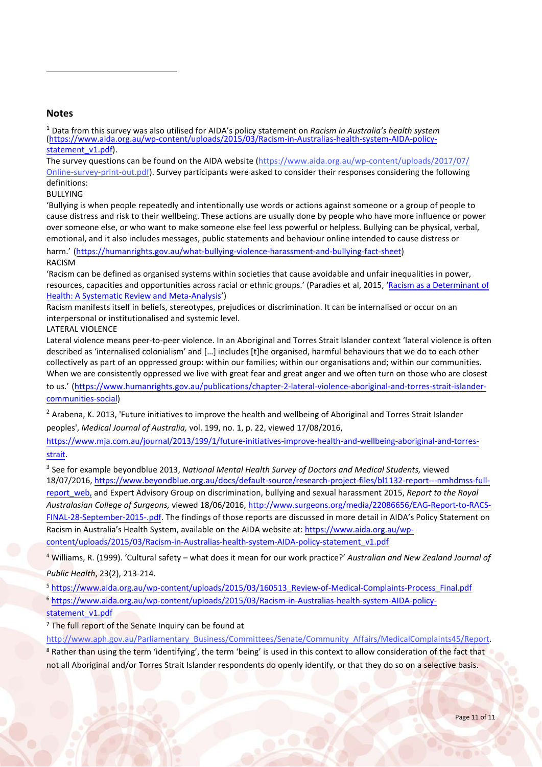## Notes

[1] Data from this survey was also utilised for AIDA's policy statement on *Racism in Australia's health system* (https://www.aida.org.au/wp-content/uploads/2015/03/Racism-in-Australias-health-system-AIDA-policy-statement_v1.pdf).

The survey questions can be found on the AIDA website (https://www.aida.org.au/wp-content/uploads/2017/07/Online-survey-print-out.pdf). Survey participants were asked to consider their responses considering the following definitions:

BULLYING

'Bullying is when people repeatedly and intentionally use words or actions against someone or a group of people to cause distress and risk to their wellbeing. These actions are usually done by people who have more influence or power over someone else, or who want to make someone else feel less powerful or helpless. Bullying can be physical, verbal, emotional, and it also includes messages, public statements and behaviour online intended to cause distress or harm.' (https://humanrights.gov.au/what-bullying-violence-harassment-and-bullying-fact-sheet)

RACISM

'Racism can be defined as organised systems within societies that cause avoidable and unfair inequalities in power, resources, capacities and opportunities across racial or ethnic groups.' (Paradies et al, 2015, 'Racism as a Determinant of Health: A Systematic Review and Meta-Analysis')

Racism manifests itself in beliefs, stereotypes, prejudices or discrimination. It can be internalised or occur on an interpersonal or institutionalised and systemic level.

LATERAL VIOLENCE

Lateral violence means peer-to-peer violence. In an Aboriginal and Torres Strait Islander context 'lateral violence is often described as 'internalised colonialism' and […] includes [t]he organised, harmful behaviours that we do to each other collectively as part of an oppressed group: within our families; within our organisations and; within our communities. When we are consistently oppressed we live with great fear and great anger and we often turn on those who are closest to us.' (https://www.humanrights.gov.au/publications/chapter-2-lateral-violence-aboriginal-and-torres-strait-islander-communities-social)

[2] Arabena, K. 2013, 'Future initiatives to improve the health and wellbeing of Aboriginal and Torres Strait Islander peoples', *Medical Journal of Australia,* vol. 199, no. 1, p. 22, viewed 17/08/2016, https://www.mja.com.au/journal/2013/199/1/future-initiatives-improve-health-and-wellbeing-aboriginal-and-torres-strait.

[3] See for example beyondblue 2013, *National Mental Health Survey of Doctors and Medical Students,* viewed 18/07/2016, https://www.beyondblue.org.au/docs/default-source/research-project-files/bl1132-report---nmhdmss-full-report_web, and Expert Advisory Group on discrimination, bullying and sexual harassment 2015, *Report to the Royal Australasian College of Surgeons,* viewed 18/06/2016, http://www.surgeons.org/media/22086656/EAG-Report-to-RACS-FINAL-28-September-2015-.pdf. The findings of those reports are discussed in more detail in AIDA's Policy Statement on Racism in Australia's Health System, available on the AIDA website at: https://www.aida.org.au/wp-content/uploads/2015/03/Racism-in-Australias-health-system-AIDA-policy-statement_v1.pdf

[4] Williams, R. (1999). 'Cultural safety – what does it mean for our work practice?' *Australian and New Zealand Journal of Public Health*, 23(2), 213-214.

[5] https://www.aida.org.au/wp-content/uploads/2015/03/160513_Review-of-Medical-Complaints-Process_Final.pdf

[6] https://www.aida.org.au/wp-content/uploads/2015/03/Racism-in-Australias-health-system-AIDA-policy-statement_v1.pdf

[7] The full report of the Senate Inquiry can be found at http://www.aph.gov.au/Parliamentary_Business/Committees/Senate/Community_Affairs/MedicalComplaints45/Report.

[8] Rather than using the term 'identifying', the term 'being' is used in this context to allow consideration of the fact that not all Aboriginal and/or Torres Strait Islander respondents do openly identify, or that they do so on a selective basis.